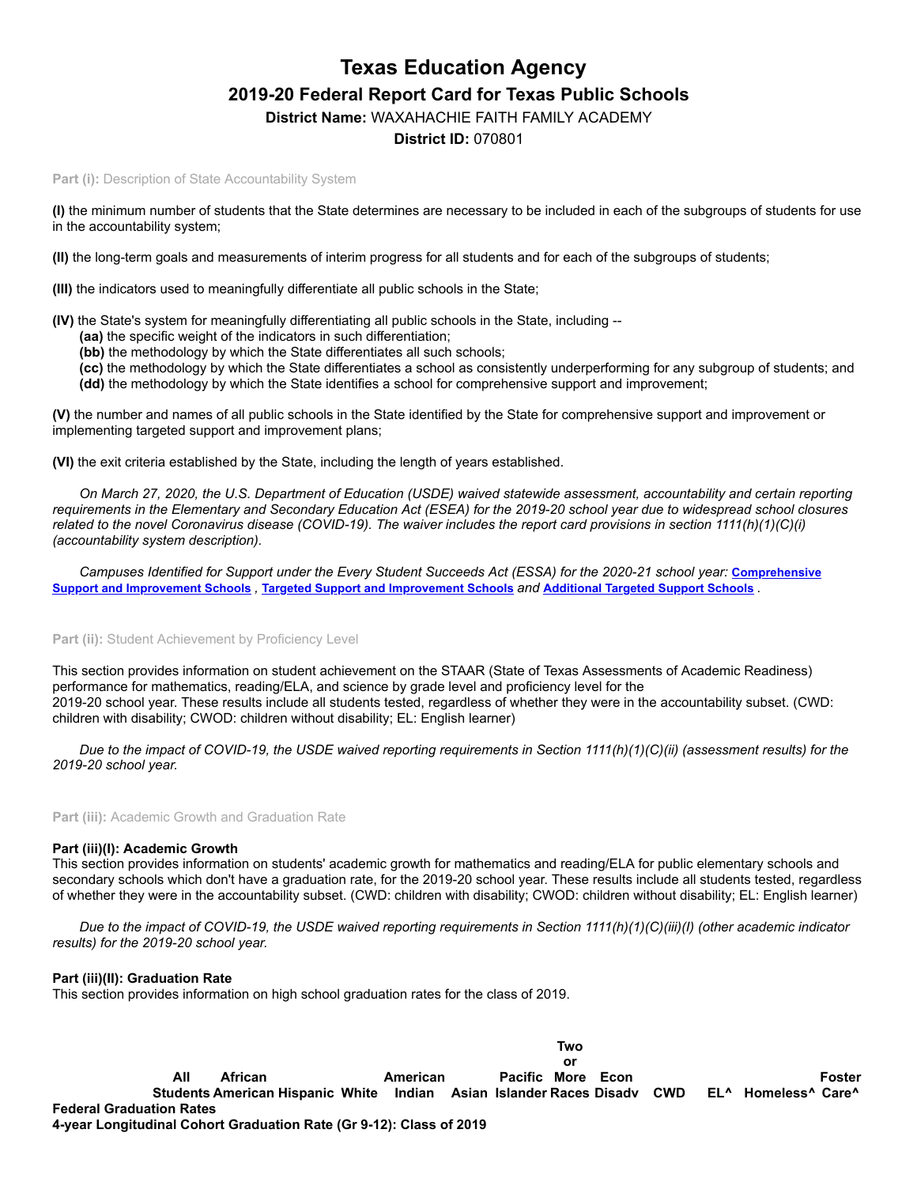# Texas Education Agency

## 2019-20 Federal Report Card for Texas Public Schools

**District Name:** WAXAHACHIE FAITH FAMILY ACADEMY

**District ID:** 070801

**Part (i):** Description of State Accountability System

**(I)** the minimum number of students that the State determines are necessary to be included in each of the subgroups of students for use in the accountability system;

**(II)** the long-term goals and measurements of interim progress for all students and for each of the subgroups of students;

**(III)** the indicators used to meaningfully differentiate all public schools in the State;

**(IV)** the State's system for meaningfully differentiating all public schools in the State, including --

- **(aa)** the specific weight of the indicators in such differentiation;
- **(bb)** the methodology by which the State differentiates all such schools;
- **(cc)** the methodology by which the State differentiates a school as consistently underperforming for any subgroup of students; and
- **(dd)** the methodology by which the State identifies a school for comprehensive support and improvement;

**(V)** the number and names of all public schools in the State identified by the State for comprehensive support and improvement or implementing targeted support and improvement plans;

**(VI)** the exit criteria established by the State, including the length of years established.

*On March 27, 2020, the U.S. Department of Education (USDE) waived statewide assessment, accountability and certain reporting requirements in the Elementary and Secondary Education Act (ESEA) for the 2019-20 school year due to widespread school closures related to the novel Coronavirus disease (COVID-19). The waiver includes the report card provisions in section 1111(h)(1)(C)(i) (accountability system description).*

*Campuses Identified for Support under the Every Student Succeeds Act (ESSA) for the 2020-21 school year:* **Comprehensive Support and Improvement Schools** *,* **Targeted Support and Improvement Schools** *and* **Additional Targeted Support Schools** *.*

**Part (ii):** Student Achievement by Proficiency Level

This section provides information on student achievement on the STAAR (State of Texas Assessments of Academic Readiness) performance for mathematics, reading/ELA, and science by grade level and proficiency level for the 2019-20 school year. These results include all students tested, regardless of whether they were in the accountability subset. (CWD: children with disability; CWOD: children without disability; EL: English learner)

*Due to the impact of COVID-19, the USDE waived reporting requirements in Section 1111(h)(1)(C)(ii) (assessment results) for the 2019-20 school year.*

**Part (iii):** Academic Growth and Graduation Rate

### Part (iii)(I): Academic Growth

This section provides information on students' academic growth for mathematics and reading/ELA for public elementary schools and secondary schools which don't have a graduation rate, for the 2019-20 school year. These results include all students tested, regardless of whether they were in the accountability subset. (CWD: children with disability; CWOD: children without disability; EL: English learner)

*Due to the impact of COVID-19, the USDE waived reporting requirements in Section 1111(h)(1)(C)(iii)(I) (other academic indicator results) for the 2019-20 school year.*

### Part (iii)(II): Graduation Rate

This section provides information on high school graduation rates for the class of 2019.

| | All Students | African American | Hispanic | White | American Indian | Asian | Pacific Islander | Two or More Races | Econ Disadv | CWD | EL^ | Homeless^ | Foster Care^ |
|---|---|---|---|---|---|---|---|---|---|---|---|---|---|
| **Federal Graduation Rates** | | | | | | | | | | | | | |
| **4-year Longitudinal Cohort Graduation Rate (Gr 9-12): Class of 2019** | | | | | | | | | | | | | |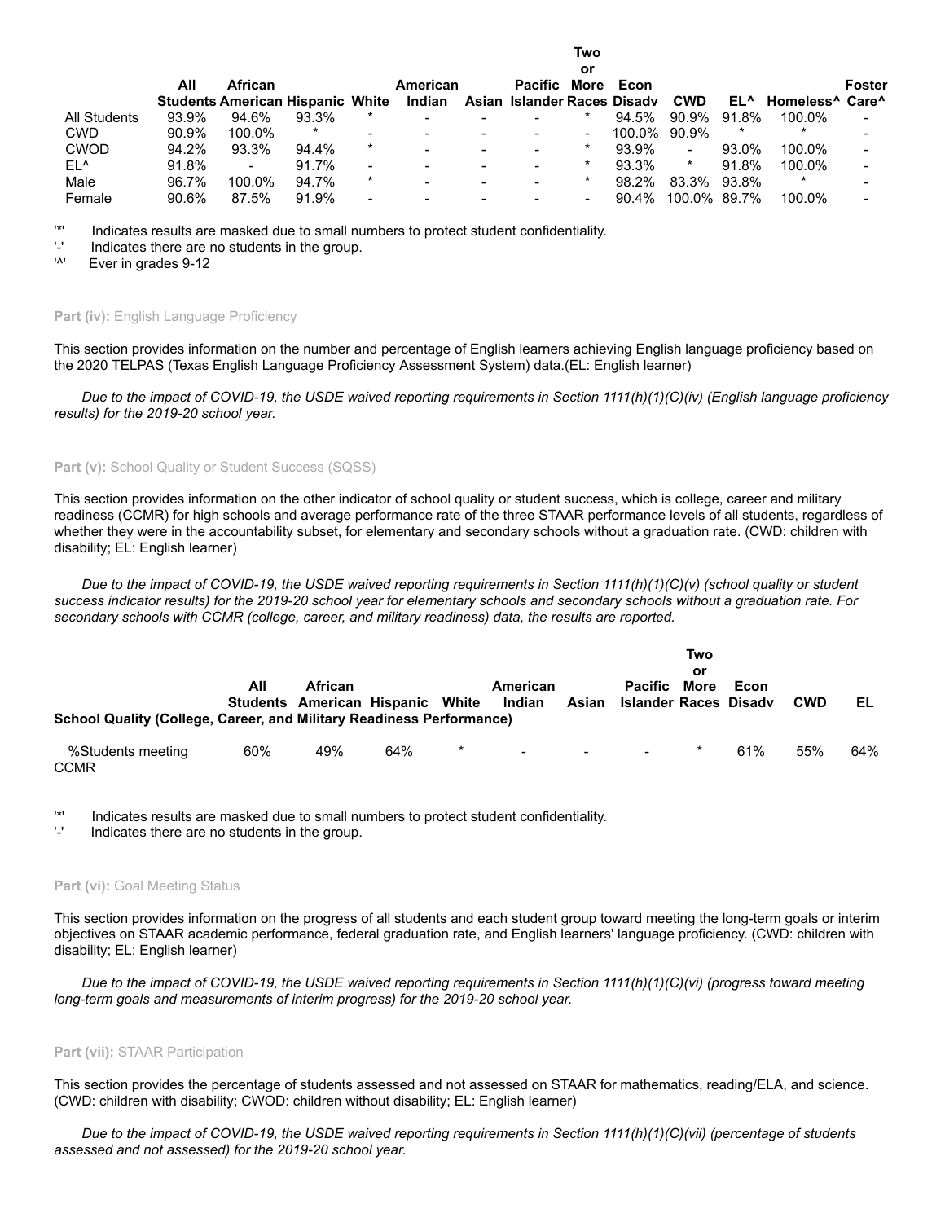| | All Students | African American | Hispanic | White | American Indian | Asian | Pacific Islander | Two or More Races | Econ Disadv | CWD | EL^ | Homeless^ | Foster Care^ |
|---|---|---|---|---|---|---|---|---|---|---|---|---|---|
| All Students | 93.9% | 94.6% | 93.3% | * | - | - | - | * | 94.5% | 90.9% | 91.8% | 100.0% | - |
| CWD | 90.9% | 100.0% | * | - | - | - | - | - | 100.0% | 90.9% | * | * | - |
| CWOD | 94.2% | 93.3% | 94.4% | * | - | - | - | * | 93.9% | - | 93.0% | 100.0% | - |
| EL^ | 91.8% | - | 91.7% | - | - | - | - | * | 93.3% | * | 91.8% | 100.0% | - |
| Male | 96.7% | 100.0% | 94.7% | * | - | - | - | * | 98.2% | 83.3% | 93.8% | * | - |
| Female | 90.6% | 87.5% | 91.9% | - | - | - | - | - | 90.4% | 100.0% | 89.7% | 100.0% | - |

'*' Indicates results are masked due to small numbers to protect student confidentiality.
'-' Indicates there are no students in the group.
'^' Ever in grades 9-12

**Part (iv):** English Language Proficiency

This section provides information on the number and percentage of English learners achieving English language proficiency based on the 2020 TELPAS (Texas English Language Proficiency Assessment System) data.(EL: English learner)

*Due to the impact of COVID-19, the USDE waived reporting requirements in Section 1111(h)(1)(C)(iv) (English language proficiency results) for the 2019-20 school year.*

**Part (v):** School Quality or Student Success (SQSS)

This section provides information on the other indicator of school quality or student success, which is college, career and military readiness (CCMR) for high schools and average performance rate of the three STAAR performance levels of all students, regardless of whether they were in the accountability subset, for elementary and secondary schools without a graduation rate. (CWD: children with disability; EL: English learner)

*Due to the impact of COVID-19, the USDE waived reporting requirements in Section 1111(h)(1)(C)(v) (school quality or student success indicator results) for the 2019-20 school year for elementary schools and secondary schools without a graduation rate. For secondary schools with CCMR (college, career, and military readiness) data, the results are reported.*

| School Quality (College, Career, and Military Readiness Performance) | All Students | African American | Hispanic | White | American Indian | Asian | Pacific Islander | Two or More Races | Econ Disadv | CWD | EL |
|---|---|---|---|---|---|---|---|---|---|---|---|
| %Students meeting CCMR | 60% | 49% | 64% | * | - | - | - | * | 61% | 55% | 64% |

'*' Indicates results are masked due to small numbers to protect student confidentiality.
'-' Indicates there are no students in the group.

**Part (vi):** Goal Meeting Status

This section provides information on the progress of all students and each student group toward meeting the long-term goals or interim objectives on STAAR academic performance, federal graduation rate, and English learners' language proficiency. (CWD: children with disability; EL: English learner)

*Due to the impact of COVID-19, the USDE waived reporting requirements in Section 1111(h)(1)(C)(vi) (progress toward meeting long-term goals and measurements of interim progress) for the 2019-20 school year.*

**Part (vii):** STAAR Participation

This section provides the percentage of students assessed and not assessed on STAAR for mathematics, reading/ELA, and science. (CWD: children with disability; CWOD: children without disability; EL: English learner)

*Due to the impact of COVID-19, the USDE waived reporting requirements in Section 1111(h)(1)(C)(vii) (percentage of students assessed and not assessed) for the 2019-20 school year.*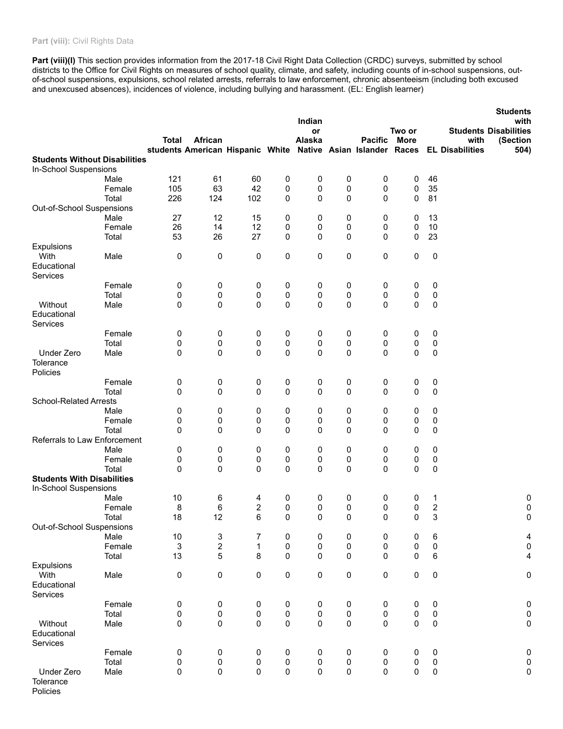Part (viii): Civil Rights Data

**Part (viii)(I)** This section provides information from the 2017-18 Civil Right Data Collection (CRDC) surveys, submitted by school districts to the Office for Civil Rights on measures of school quality, climate, and safety, including counts of in-school suspensions, out-of-school suspensions, expulsions, school related arrests, referrals to law enforcement, chronic absenteeism (including both excused and unexcused absences), incidences of violence, including bullying and harassment. (EL: English learner)

| | | Total students | African American | Hispanic | White | Indian or Alaska Native | Asian | Pacific Islander | Two or More Races | EL | Students with Disabilities | Students with Disabilities (Section 504) |
|---|---|---|---|---|---|---|---|---|---|---|---|---|
| **Students Without Disabilities** | | | | | | | | | | | | |
| In-School Suspensions | | | | | | | | | | | | |
| | Male | 121 | 61 | 60 | 0 | 0 | 0 | 0 | 0 | 46 | | |
| | Female | 105 | 63 | 42 | 0 | 0 | 0 | 0 | 0 | 35 | | |
| | Total | 226 | 124 | 102 | 0 | 0 | 0 | 0 | 0 | 81 | | |
| Out-of-School Suspensions | | | | | | | | | | | | |
| | Male | 27 | 12 | 15 | 0 | 0 | 0 | 0 | 0 | 13 | | |
| | Female | 26 | 14 | 12 | 0 | 0 | 0 | 0 | 0 | 10 | | |
| | Total | 53 | 26 | 27 | 0 | 0 | 0 | 0 | 0 | 23 | | |
| Expulsions | | | | | | | | | | | | |
| With Educational Services | Male | 0 | 0 | 0 | 0 | 0 | 0 | 0 | 0 | 0 | | |
| | Female | 0 | 0 | 0 | 0 | 0 | 0 | 0 | 0 | 0 | | |
| | Total | 0 | 0 | 0 | 0 | 0 | 0 | 0 | 0 | 0 | | |
| Without Educational Services | Male | 0 | 0 | 0 | 0 | 0 | 0 | 0 | 0 | 0 | | |
| | Female | 0 | 0 | 0 | 0 | 0 | 0 | 0 | 0 | 0 | | |
| | Total | 0 | 0 | 0 | 0 | 0 | 0 | 0 | 0 | 0 | | |
| Under Zero Tolerance Policies | Male | 0 | 0 | 0 | 0 | 0 | 0 | 0 | 0 | 0 | | |
| | Female | 0 | 0 | 0 | 0 | 0 | 0 | 0 | 0 | 0 | | |
| | Total | 0 | 0 | 0 | 0 | 0 | 0 | 0 | 0 | 0 | | |
| School-Related Arrests | | | | | | | | | | | | |
| | Male | 0 | 0 | 0 | 0 | 0 | 0 | 0 | 0 | 0 | | |
| | Female | 0 | 0 | 0 | 0 | 0 | 0 | 0 | 0 | 0 | | |
| | Total | 0 | 0 | 0 | 0 | 0 | 0 | 0 | 0 | 0 | | |
| Referrals to Law Enforcement | | | | | | | | | | | | |
| | Male | 0 | 0 | 0 | 0 | 0 | 0 | 0 | 0 | 0 | | |
| | Female | 0 | 0 | 0 | 0 | 0 | 0 | 0 | 0 | 0 | | |
| | Total | 0 | 0 | 0 | 0 | 0 | 0 | 0 | 0 | 0 | | |
| **Students With Disabilities** | | | | | | | | | | | | |
| In-School Suspensions | | | | | | | | | | | | |
| | Male | 10 | 6 | 4 | 0 | 0 | 0 | 0 | 0 | 1 | | 0 |
| | Female | 8 | 6 | 2 | 0 | 0 | 0 | 0 | 0 | 2 | | 0 |
| | Total | 18 | 12 | 6 | 0 | 0 | 0 | 0 | 0 | 3 | | 0 |
| Out-of-School Suspensions | | | | | | | | | | | | |
| | Male | 10 | 3 | 7 | 0 | 0 | 0 | 0 | 0 | 6 | | 4 |
| | Female | 3 | 2 | 1 | 0 | 0 | 0 | 0 | 0 | 0 | | 0 |
| | Total | 13 | 5 | 8 | 0 | 0 | 0 | 0 | 0 | 6 | | 4 |
| Expulsions | | | | | | | | | | | | |
| With Educational Services | Male | 0 | 0 | 0 | 0 | 0 | 0 | 0 | 0 | 0 | | 0 |
| | Female | 0 | 0 | 0 | 0 | 0 | 0 | 0 | 0 | 0 | | 0 |
| | Total | 0 | 0 | 0 | 0 | 0 | 0 | 0 | 0 | 0 | | 0 |
| Without Educational Services | Male | 0 | 0 | 0 | 0 | 0 | 0 | 0 | 0 | 0 | | 0 |
| | Female | 0 | 0 | 0 | 0 | 0 | 0 | 0 | 0 | 0 | | 0 |
| | Total | 0 | 0 | 0 | 0 | 0 | 0 | 0 | 0 | 0 | | 0 |
| Under Zero Tolerance Policies | Male | 0 | 0 | 0 | 0 | 0 | 0 | 0 | 0 | 0 | | 0 |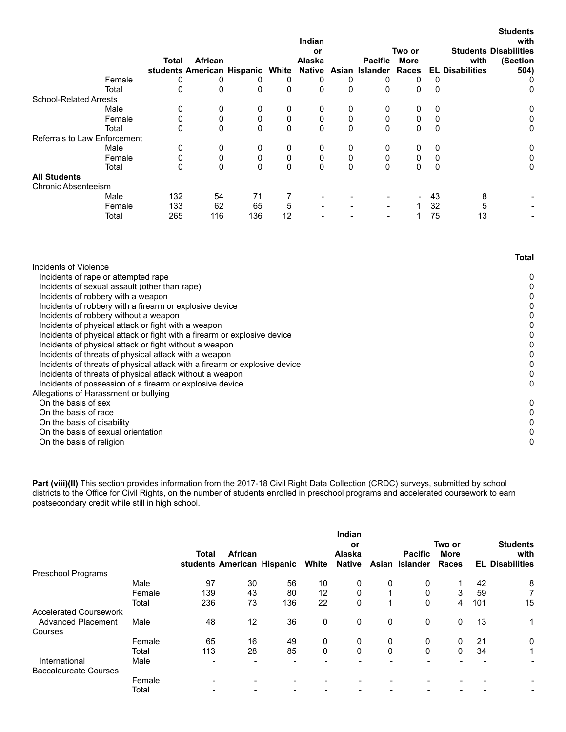| | | Total students | African American | Hispanic | White | Indian or Alaska Native | Asian | Pacific Islander | Two or More Races | EL | Students with Disabilities | Students with Disabilities (Section 504) |
|---|---|---|---|---|---|---|---|---|---|---|---|---|
| | Female | 0 | 0 | 0 | 0 | 0 | 0 | 0 | 0 | 0 | | 0 |
| | Total | 0 | 0 | 0 | 0 | 0 | 0 | 0 | 0 | 0 | | 0 |
| School-Related Arrests | | | | | | | | | | | | |
| | Male | 0 | 0 | 0 | 0 | 0 | 0 | 0 | 0 | 0 | | 0 |
| | Female | 0 | 0 | 0 | 0 | 0 | 0 | 0 | 0 | 0 | | 0 |
| | Total | 0 | 0 | 0 | 0 | 0 | 0 | 0 | 0 | 0 | | 0 |
| Referrals to Law Enforcement | | | | | | | | | | | | |
| | Male | 0 | 0 | 0 | 0 | 0 | 0 | 0 | 0 | 0 | | 0 |
| | Female | 0 | 0 | 0 | 0 | 0 | 0 | 0 | 0 | 0 | | 0 |
| | Total | 0 | 0 | 0 | 0 | 0 | 0 | 0 | 0 | 0 | | 0 |
| **All Students** | | | | | | | | | | | | |
| Chronic Absenteeism | | | | | | | | | | | | |
| | Male | 132 | 54 | 71 | 7 | - | - | - | - | 43 | 8 | - |
| | Female | 133 | 62 | 65 | 5 | - | - | - | 1 | 32 | 5 | - |
| | Total | 265 | 116 | 136 | 12 | - | - | - | 1 | 75 | 13 | - |

| | Total |
|---|---|
| Incidents of Violence | |
| Incidents of rape or attempted rape | 0 |
| Incidents of sexual assault (other than rape) | 0 |
| Incidents of robbery with a weapon | 0 |
| Incidents of robbery with a firearm or explosive device | 0 |
| Incidents of robbery without a weapon | 0 |
| Incidents of physical attack or fight with a weapon | 0 |
| Incidents of physical attack or fight with a firearm or explosive device | 0 |
| Incidents of physical attack or fight without a weapon | 0 |
| Incidents of threats of physical attack with a weapon | 0 |
| Incidents of threats of physical attack with a firearm or explosive device | 0 |
| Incidents of threats of physical attack without a weapon | 0 |
| Incidents of possession of a firearm or explosive device | 0 |
| Allegations of Harassment or bullying | |
| On the basis of sex | 0 |
| On the basis of race | 0 |
| On the basis of disability | 0 |
| On the basis of sexual orientation | 0 |
| On the basis of religion | 0 |

**Part (viii)(II)** This section provides information from the 2017-18 Civil Right Data Collection (CRDC) surveys, submitted by school districts to the Office for Civil Rights, on the number of students enrolled in preschool programs and accelerated coursework to earn postsecondary credit while still in high school.

| | | Total students | African American | Hispanic | White | Indian or Alaska Native | Asian | Pacific Islander | Two or More Races | EL | Students with Disabilities |
|---|---|---|---|---|---|---|---|---|---|---|---|
| Preschool Programs | | | | | | | | | | | |
| | Male | 97 | 30 | 56 | 10 | 0 | 0 | 0 | 1 | 42 | 8 |
| | Female | 139 | 43 | 80 | 12 | 0 | 1 | 0 | 3 | 59 | 7 |
| | Total | 236 | 73 | 136 | 22 | 0 | 1 | 0 | 4 | 101 | 15 |
| Accelerated Coursework | | | | | | | | | | | |
| Advanced Placement Courses | Male | 48 | 12 | 36 | 0 | 0 | 0 | 0 | 0 | 13 | 1 |
| | Female | 65 | 16 | 49 | 0 | 0 | 0 | 0 | 0 | 21 | 0 |
| | Total | 113 | 28 | 85 | 0 | 0 | 0 | 0 | 0 | 34 | 1 |
| International Baccalaureate Courses | Male | - | - | - | - | - | - | - | - | - | - |
| | Female | - | - | - | - | - | - | - | - | - | - |
| | Total | - | - | - | - | - | - | - | - | - | - |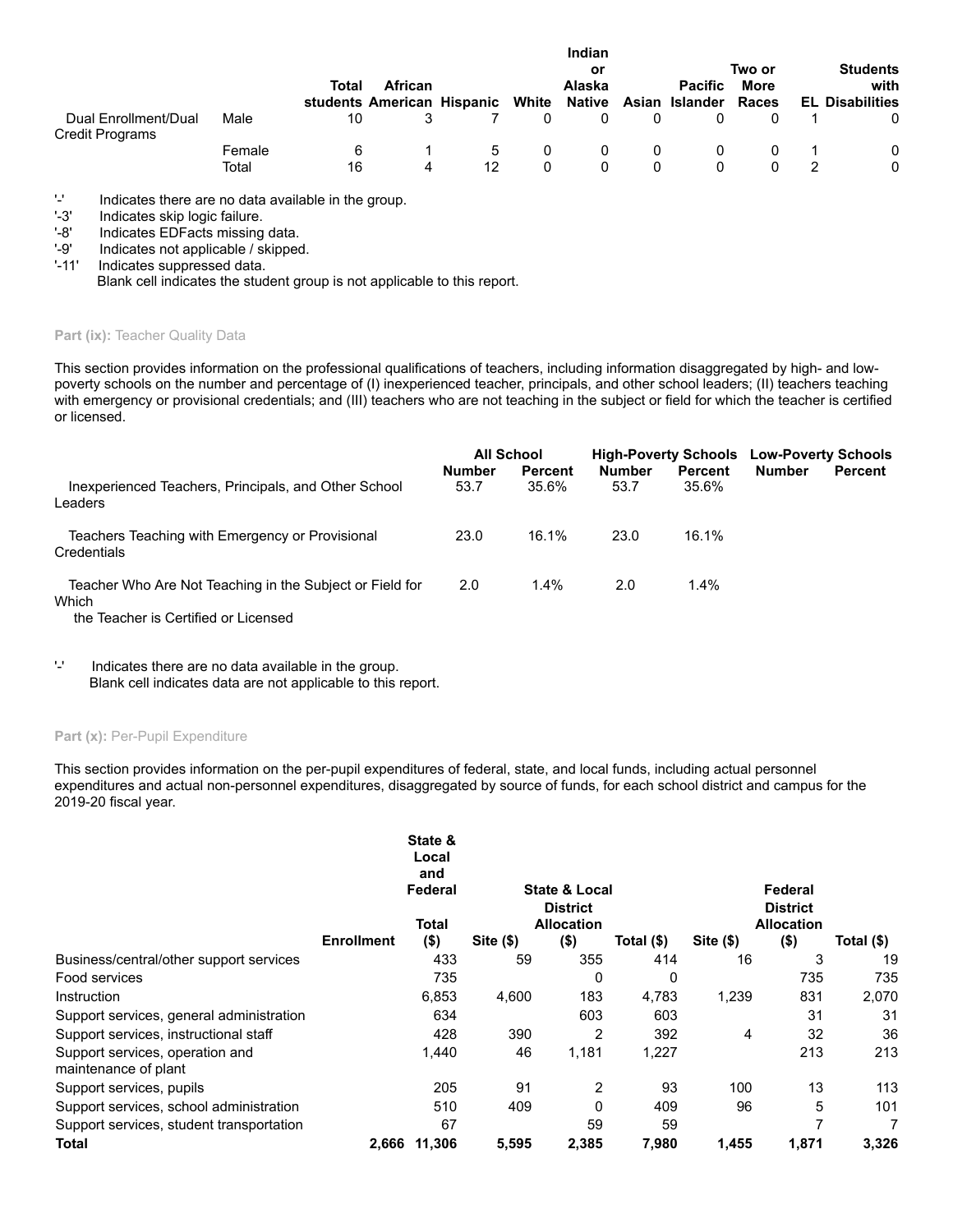| | | Total students | African American | Hispanic | White | Indian or Alaska Native | Asian | Pacific Islander | Two or More Races | EL | Students with Disabilities |
|---|---|---|---|---|---|---|---|---|---|---|---|
| Dual Enrollment/Dual Credit Programs | Male | 10 | 3 | 7 | 0 | 0 | 0 | 0 | 0 | 1 | 0 |
| | Female | 6 | 1 | 5 | 0 | 0 | 0 | 0 | 0 | 1 | 0 |
| | Total | 16 | 4 | 12 | 0 | 0 | 0 | 0 | 0 | 2 | 0 |

'-' Indicates there are no data available in the group.
'-3' Indicates skip logic failure.
'-8' Indicates EDFacts missing data.
'-9' Indicates not applicable / skipped.
'-11' Indicates suppressed data.
Blank cell indicates the student group is not applicable to this report.

**Part (ix):** Teacher Quality Data

This section provides information on the professional qualifications of teachers, including information disaggregated by high- and low-poverty schools on the number and percentage of (I) inexperienced teacher, principals, and other school leaders; (II) teachers teaching with emergency or provisional credentials; and (III) teachers who are not teaching in the subject or field for which the teacher is certified or licensed.

| | All School | | High-Poverty Schools | | Low-Poverty Schools | |
|---|---|---|---|---|---|---|
| | Number | Percent | Number | Percent | Number | Percent |
| Inexperienced Teachers, Principals, and Other School Leaders | 53.7 | 35.6% | 53.7 | 35.6% | | |
| Teachers Teaching with Emergency or Provisional Credentials | 23.0 | 16.1% | 23.0 | 16.1% | | |
| Teacher Who Are Not Teaching in the Subject or Field for Which the Teacher is Certified or Licensed | 2.0 | 1.4% | 2.0 | 1.4% | | |

'-' Indicates there are no data available in the group.
Blank cell indicates data are not applicable to this report.

**Part (x):** Per-Pupil Expenditure

This section provides information on the per-pupil expenditures of federal, state, and local funds, including actual personnel expenditures and actual non-personnel expenditures, disaggregated by source of funds, for each school district and campus for the 2019-20 fiscal year.

| | Enrollment | State & Local and Federal Total ($) | Site ($) | State & Local District Allocation ($) | Total ($) | Site ($) | Federal District Allocation ($) | Total ($) |
|---|---|---|---|---|---|---|---|---|
| Business/central/other support services | | 433 | 59 | 355 | 414 | 16 | 3 | 19 |
| Food services | | 735 | | 0 | 0 | | 735 | 735 |
| Instruction | | 6,853 | 4,600 | 183 | 4,783 | 1,239 | 831 | 2,070 |
| Support services, general administration | | 634 | | 603 | 603 | | 31 | 31 |
| Support services, instructional staff | | 428 | 390 | 2 | 392 | 4 | 32 | 36 |
| Support services, operation and maintenance of plant | | 1,440 | 46 | 1,181 | 1,227 | | 213 | 213 |
| Support services, pupils | | 205 | 91 | 2 | 93 | 100 | 13 | 113 |
| Support services, school administration | | 510 | 409 | 0 | 409 | 96 | 5 | 101 |
| Support services, student transportation | | 67 | | 59 | 59 | | 7 | 7 |
| **Total** | **2,666** | **11,306** | **5,595** | **2,385** | **7,980** | **1,455** | **1,871** | **3,326** |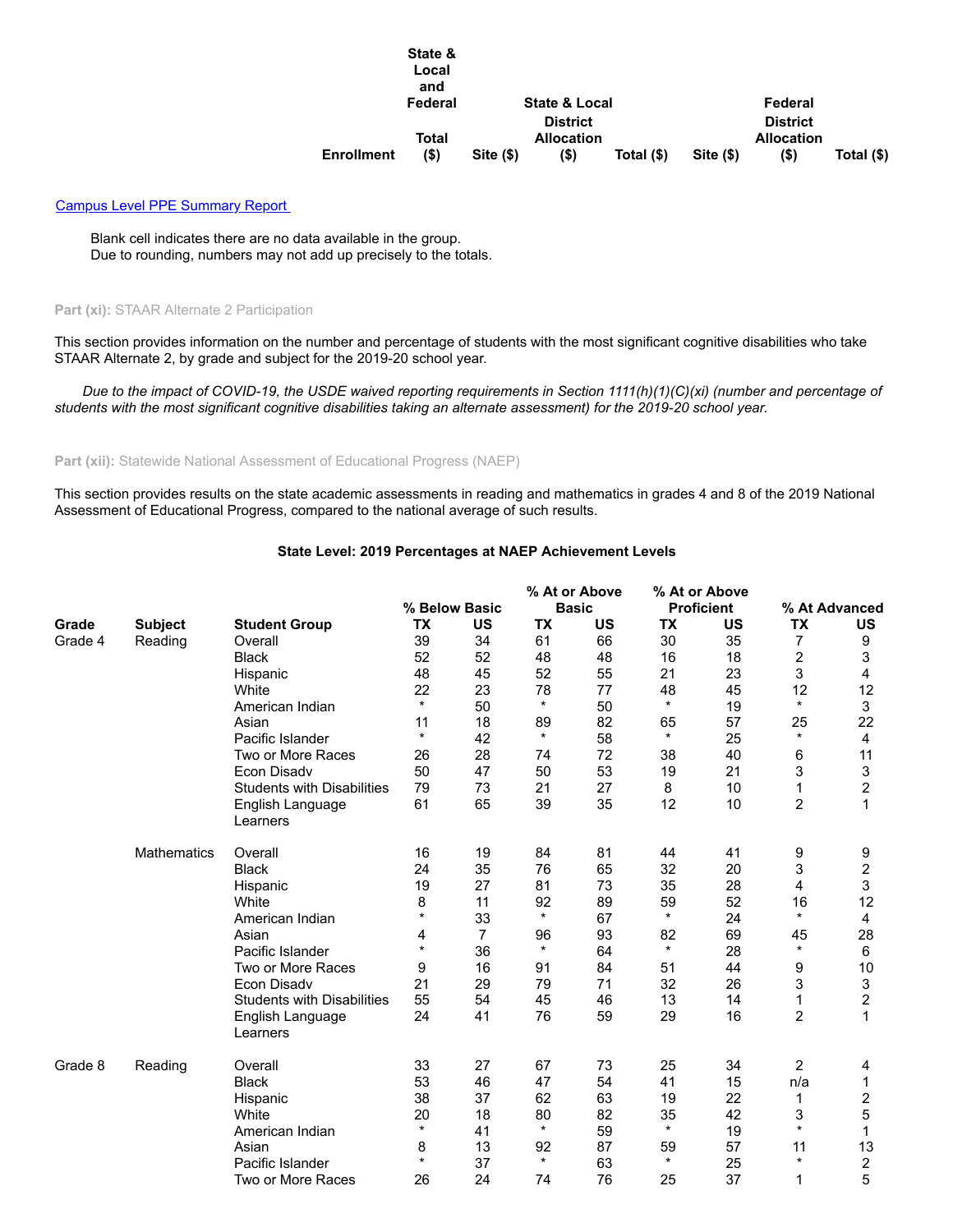| | Enrollment | State & Local and Federal Total ($) | Site ($) | State & Local District Allocation ($) | Total ($) | Site ($) | Federal District Allocation ($) | Total ($) |
|---|---|---|---|---|---|---|---|---|

[Campus Level PPE Summary Report](#)

Blank cell indicates there are no data available in the group.
Due to rounding, numbers may not add up precisely to the totals.

**Part (xi):** STAAR Alternate 2 Participation

This section provides information on the number and percentage of students with the most significant cognitive disabilities who take STAAR Alternate 2, by grade and subject for the 2019-20 school year.

*Due to the impact of COVID-19, the USDE waived reporting requirements in Section 1111(h)(1)(C)(xi) (number and percentage of students with the most significant cognitive disabilities taking an alternate assessment) for the 2019-20 school year.*

**Part (xii):** Statewide National Assessment of Educational Progress (NAEP)

This section provides results on the state academic assessments in reading and mathematics in grades 4 and 8 of the 2019 National Assessment of Educational Progress, compared to the national average of such results.

**State Level: 2019 Percentages at NAEP Achievement Levels**

| | | | % Below Basic | | % At or Above Basic | | % At or Above Proficient | | % At Advanced | |
|---|---|---|---|---|---|---|---|---|---|---|
| **Grade** | **Subject** | **Student Group** | **TX** | **US** | **TX** | **US** | **TX** | **US** | **TX** | **US** |
| Grade 4 | Reading | Overall | 39 | 34 | 61 | 66 | 30 | 35 | 7 | 9 |
| | | Black | 52 | 52 | 48 | 48 | 16 | 18 | 2 | 3 |
| | | Hispanic | 48 | 45 | 52 | 55 | 21 | 23 | 3 | 4 |
| | | White | 22 | 23 | 78 | 77 | 48 | 45 | 12 | 12 |
| | | American Indian | * | 50 | * | 50 | * | 19 | * | 3 |
| | | Asian | 11 | 18 | 89 | 82 | 65 | 57 | 25 | 22 |
| | | Pacific Islander | * | 42 | * | 58 | * | 25 | * | 4 |
| | | Two or More Races | 26 | 28 | 74 | 72 | 38 | 40 | 6 | 11 |
| | | Econ Disadv | 50 | 47 | 50 | 53 | 19 | 21 | 3 | 3 |
| | | Students with Disabilities | 79 | 73 | 21 | 27 | 8 | 10 | 1 | 2 |
| | | English Language Learners | 61 | 65 | 39 | 35 | 12 | 10 | 2 | 1 |
| | Mathematics | Overall | 16 | 19 | 84 | 81 | 44 | 41 | 9 | 9 |
| | | Black | 24 | 35 | 76 | 65 | 32 | 20 | 3 | 2 |
| | | Hispanic | 19 | 27 | 81 | 73 | 35 | 28 | 4 | 3 |
| | | White | 8 | 11 | 92 | 89 | 59 | 52 | 16 | 12 |
| | | American Indian | * | 33 | * | 67 | * | 24 | * | 4 |
| | | Asian | 4 | 7 | 96 | 93 | 82 | 69 | 45 | 28 |
| | | Pacific Islander | * | 36 | * | 64 | * | 28 | * | 6 |
| | | Two or More Races | 9 | 16 | 91 | 84 | 51 | 44 | 9 | 10 |
| | | Econ Disadv | 21 | 29 | 79 | 71 | 32 | 26 | 3 | 3 |
| | | Students with Disabilities | 55 | 54 | 45 | 46 | 13 | 14 | 1 | 2 |
| | | English Language Learners | 24 | 41 | 76 | 59 | 29 | 16 | 2 | 1 |
| Grade 8 | Reading | Overall | 33 | 27 | 67 | 73 | 25 | 34 | 2 | 4 |
| | | Black | 53 | 46 | 47 | 54 | 41 | 15 | n/a | 1 |
| | | Hispanic | 38 | 37 | 62 | 63 | 19 | 22 | 1 | 2 |
| | | White | 20 | 18 | 80 | 82 | 35 | 42 | 3 | 5 |
| | | American Indian | * | 41 | * | 59 | * | 19 | * | 1 |
| | | Asian | 8 | 13 | 92 | 87 | 59 | 57 | 11 | 13 |
| | | Pacific Islander | * | 37 | * | 63 | * | 25 | * | 2 |
| | | Two or More Races | 26 | 24 | 74 | 76 | 25 | 37 | 1 | 5 |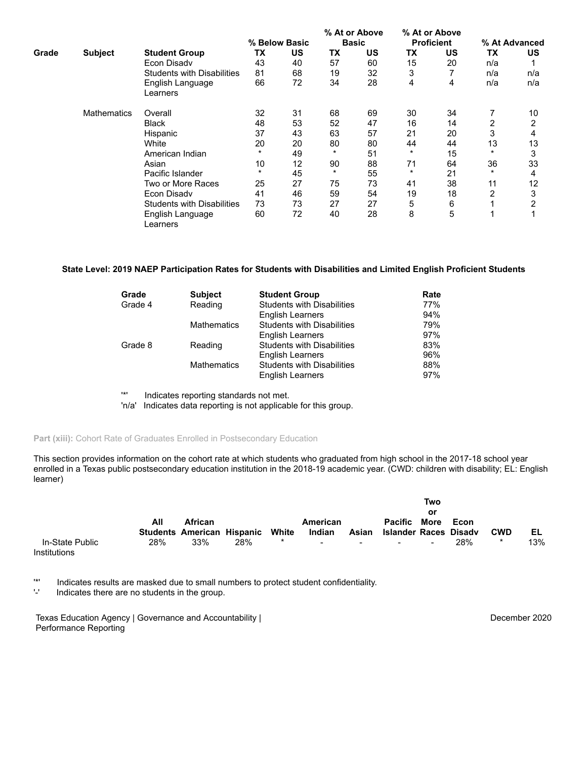| Grade | Subject | Student Group | % Below Basic | | % At or Above Basic | | % At or Above Proficient | | % At Advanced | |
|---|---|---|---|---|---|---|---|---|---|---|
| | | | TX | US | TX | US | TX | US | TX | US |
| | | Econ Disadv | 43 | 40 | 57 | 60 | 15 | 20 | n/a | 1 |
| | | Students with Disabilities | 81 | 68 | 19 | 32 | 3 | 7 | n/a | n/a |
| | | English Language Learners | 66 | 72 | 34 | 28 | 4 | 4 | n/a | n/a |
| | Mathematics | Overall | 32 | 31 | 68 | 69 | 30 | 34 | 7 | 10 |
| | | Black | 48 | 53 | 52 | 47 | 16 | 14 | 2 | 2 |
| | | Hispanic | 37 | 43 | 63 | 57 | 21 | 20 | 3 | 4 |
| | | White | 20 | 20 | 80 | 80 | 44 | 44 | 13 | 13 |
| | | American Indian | * | 49 | * | 51 | * | 15 | * | 3 |
| | | Asian | 10 | 12 | 90 | 88 | 71 | 64 | 36 | 33 |
| | | Pacific Islander | * | 45 | * | 55 | * | 21 | * | 4 |
| | | Two or More Races | 25 | 27 | 75 | 73 | 41 | 38 | 11 | 12 |
| | | Econ Disadv | 41 | 46 | 59 | 54 | 19 | 18 | 2 | 3 |
| | | Students with Disabilities | 73 | 73 | 27 | 27 | 5 | 6 | 1 | 2 |
| | | English Language Learners | 60 | 72 | 40 | 28 | 8 | 5 | 1 | 1 |

**State Level: 2019 NAEP Participation Rates for Students with Disabilities and Limited English Proficient Students**

| Grade | Subject | Student Group | Rate |
|---|---|---|---|
| Grade 4 | Reading | Students with Disabilities | 77% |
| | | English Learners | 94% |
| | Mathematics | Students with Disabilities | 79% |
| | | English Learners | 97% |
| Grade 8 | Reading | Students with Disabilities | 83% |
| | | English Learners | 96% |
| | Mathematics | Students with Disabilities | 88% |
| | | English Learners | 97% |

'*' Indicates reporting standards not met.
'n/a' Indicates data reporting is not applicable for this group.

**Part (xiii):** Cohort Rate of Graduates Enrolled in Postsecondary Education

This section provides information on the cohort rate at which students who graduated from high school in the 2017-18 school year enrolled in a Texas public postsecondary education institution in the 2018-19 academic year. (CWD: children with disability; EL: English learner)

| | All Students | African American | Hispanic | White | American Indian | Asian | Pacific Islander | Two or More Races | Econ Disadv | CWD | EL |
|---|---|---|---|---|---|---|---|---|---|---|---|
| In-State Public Institutions | 28% | 33% | 28% | * | - | - | - | - | 28% | * | 13% |

'*' Indicates results are masked due to small numbers to protect student confidentiality.
'-' Indicates there are no students in the group.

Texas Education Agency | Governance and Accountability | Performance Reporting

December 2020